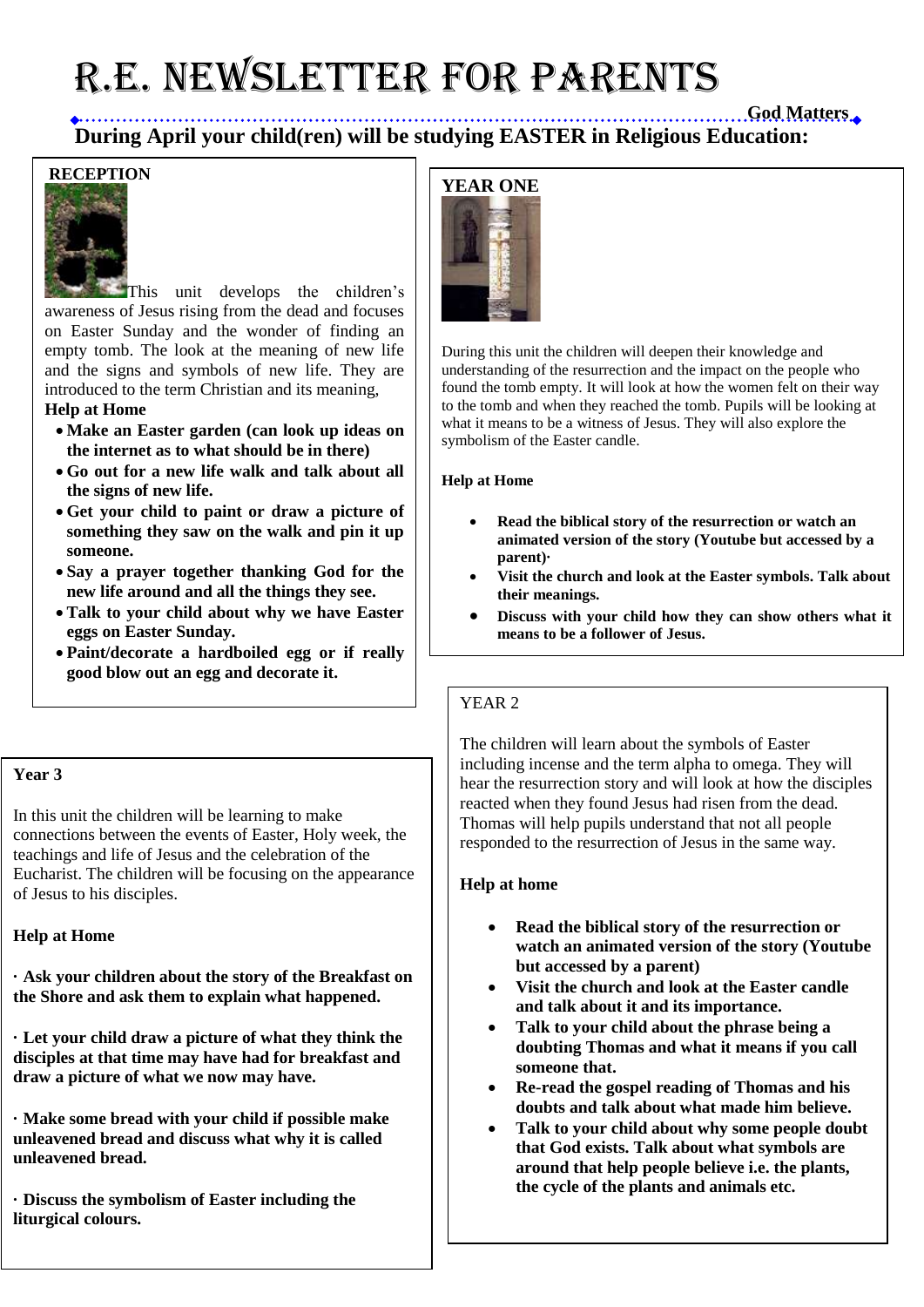# R.E. NEWSLETTER FOR PARENTS

**God Matters**

## During April your child(ren) will be studying EASTER in Religious Education:

### RECEPTION

This unit develops the children's awareness of Jesus rising from the dead and focuses on Easter Sunday and the wonder of finding an empty tomb. The look at the meaning of new life and the signs and symbols of new life. They are introduced to the term Christian and its meaning,

**Help at Home**

- **Make an Easter garden (can look up ideas on the internet as to what should be in there)**
- **Go out for a new life walk and talk about all the signs of new life.**
- **Get your child to paint or draw a picture of something they saw on the walk and pin it up someone.**
- **Say a prayer together thanking God for the new life around and all the things they see.**
- **Talk to your child about why we have Easter eggs on Easter Sunday.**
- **Paint/decorate a hardboiled egg or if really good blow out an egg and decorate it.**

### YEAR ONE

During this unit the children will deepen their knowledge and understanding of the resurrection and the impact on the people who found the tomb empty. It will look at how the women felt on their way to the tomb and when they reached the tomb. Pupils will be looking at what it means to be a witness of Jesus. They will also explore the symbolism of the Easter candle.

**Help at Home**

- **Read the biblical story of the resurrection or watch an animated version of the story (Youtube but accessed by a parent)·**
- **Visit the church and look at the Easter symbols. Talk about their meanings.**
- **Discuss with your child how they can show others what it means to be a follower of Jesus.**

### YEAR 2

The children will learn about the symbols of Easter including incense and the term alpha to omega. They will hear the resurrection story and will look at how the disciples reacted when they found Jesus had risen from the dead. Thomas will help pupils understand that not all people responded to the resurrection of Jesus in the same way.

**Help at home**

- **Read the biblical story of the resurrection or watch an animated version of the story (Youtube but accessed by a parent)**
- **Visit the church and look at the Easter candle and talk about it and its importance.**
- **Talk to your child about the phrase being a doubting Thomas and what it means if you call someone that.**
- **Re-read the gospel reading of Thomas and his doubts and talk about what made him believe.**
- **Talk to your child about why some people doubt that God exists. Talk about what symbols are around that help people believe i.e. the plants, the cycle of the plants and animals etc.**

### Year 3

In this unit the children will be learning to make connections between the events of Easter, Holy week, the teachings and life of Jesus and the celebration of the Eucharist. The children will be focusing on the appearance of Jesus to his disciples.

**Help at Home**

**· Ask your children about the story of the Breakfast on the Shore and ask them to explain what happened.**

**· Let your child draw a picture of what they think the disciples at that time may have had for breakfast and draw a picture of what we now may have.**

**· Make some bread with your child if possible make unleavened bread and discuss what why it is called unleavened bread.**

**· Discuss the symbolism of Easter including the liturgical colours.**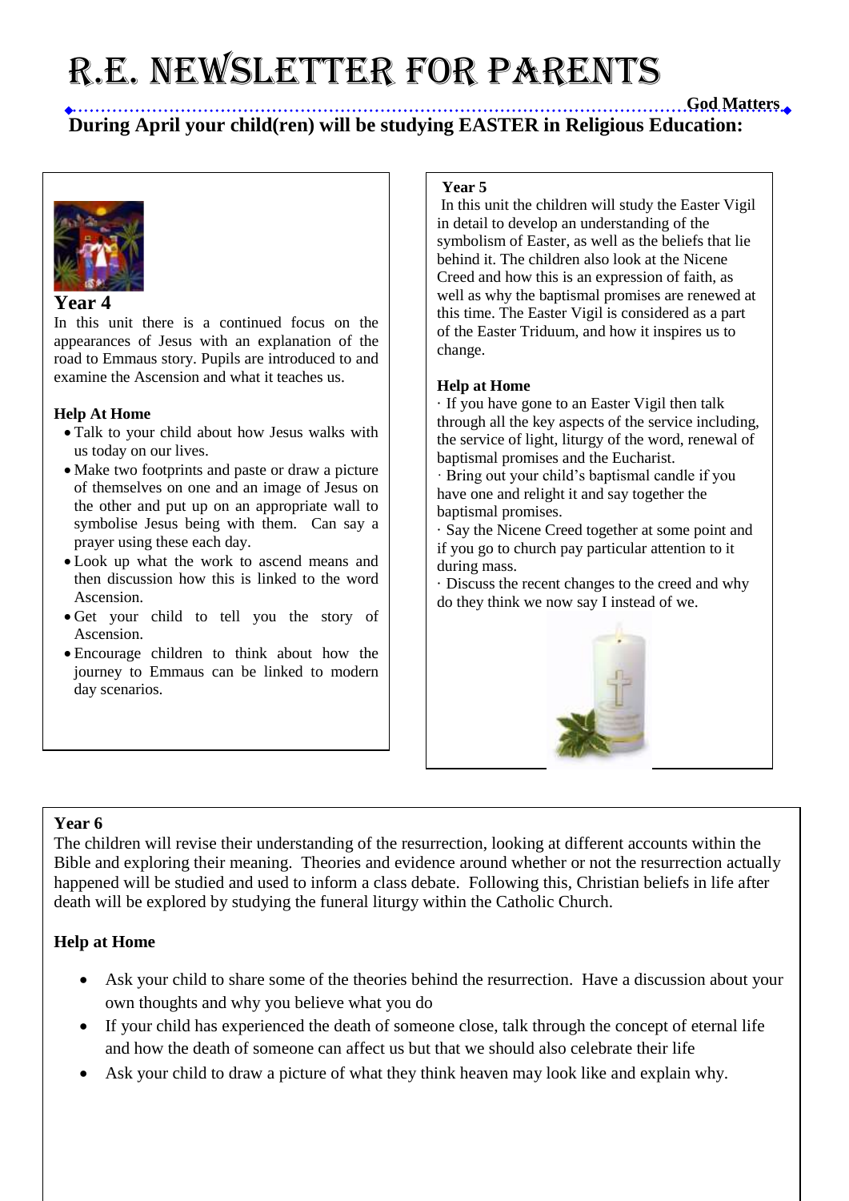# R.E. NEWSLETTER FOR PARENTS

**God Matters**

**During April your child(ren) will be studying EASTER in Religious Education:**

### Year 4

In this unit there is a continued focus on the appearances of Jesus with an explanation of the road to Emmaus story. Pupils are introduced to and examine the Ascension and what it teaches us.

**Help At Home**

- Talk to your child about how Jesus walks with us today on our lives.
- Make two footprints and paste or draw a picture of themselves on one and an image of Jesus on the other and put up on an appropriate wall to symbolise Jesus being with them. Can say a prayer using these each day.
- Look up what the work to ascend means and then discussion how this is linked to the word Ascension.
- Get your child to tell you the story of Ascension.
- Encourage children to think about how the journey to Emmaus can be linked to modern day scenarios.

### Year 5

In this unit the children will study the Easter Vigil in detail to develop an understanding of the symbolism of Easter, as well as the beliefs that lie behind it. The children also look at the Nicene Creed and how this is an expression of faith, as well as why the baptismal promises are renewed at this time. The Easter Vigil is considered as a part of the Easter Triduum, and how it inspires us to change.

**Help at Home**

- If you have gone to an Easter Vigil then talk through all the key aspects of the service including, the service of light, liturgy of the word, renewal of baptismal promises and the Eucharist.
- Bring out your child's baptismal candle if you have one and relight it and say together the baptismal promises.
- Say the Nicene Creed together at some point and if you go to church pay particular attention to it during mass.
- Discuss the recent changes to the creed and why do they think we now say I instead of we.

### Year 6

The children will revise their understanding of the resurrection, looking at different accounts within the Bible and exploring their meaning. Theories and evidence around whether or not the resurrection actually happened will be studied and used to inform a class debate. Following this, Christian beliefs in life after death will be explored by studying the funeral liturgy within the Catholic Church.

**Help at Home**

- Ask your child to share some of the theories behind the resurrection. Have a discussion about your own thoughts and why you believe what you do
- If your child has experienced the death of someone close, talk through the concept of eternal life and how the death of someone can affect us but that we should also celebrate their life
- Ask your child to draw a picture of what they think heaven may look like and explain why.